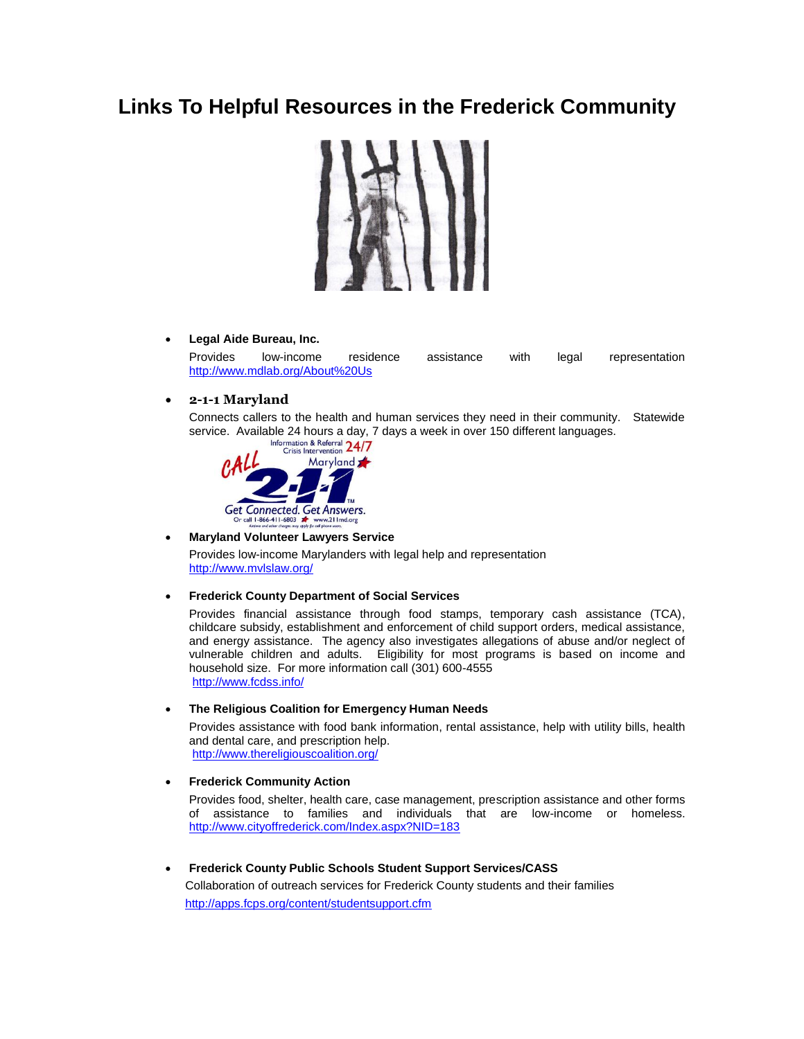# Links To Helpful Resources in the Frederick Community

- **Legal Aide Bureau, Inc.**

  Provides low-income residence assistance with legal representation http://www.mdlab.org/About%20Us

- **2-1-1 Maryland**

  Connects callers to the health and human services they need in their community. Statewide service. Available 24 hours a day, 7 days a week in over 150 different languages.

  Information & Referral Crisis Intervention 24/7
  CALL Maryland 2-1-1
  Get Connected. Get Answers.
  Or call 1-866-411-6803 www.211md.org
  Airtime and other charges may apply for cell phone users.

- **Maryland Volunteer Lawyers Service**

  Provides low-income Marylanders with legal help and representation
  http://www.mvlslaw.org/

- **Frederick County Department of Social Services**

  Provides financial assistance through food stamps, temporary cash assistance (TCA), childcare subsidy, establishment and enforcement of child support orders, medical assistance, and energy assistance. The agency also investigates allegations of abuse and/or neglect of vulnerable children and adults. Eligibility for most programs is based on income and household size. For more information call (301) 600-4555
  http://www.fcdss.info/

- **The Religious Coalition for Emergency Human Needs**

  Provides assistance with food bank information, rental assistance, help with utility bills, health and dental care, and prescription help.
  http://www.thereligiouscoalition.org/

- **Frederick Community Action**

  Provides food, shelter, health care, case management, prescription assistance and other forms of assistance to families and individuals that are low-income or homeless. http://www.cityoffrederick.com/Index.aspx?NID=183

- **Frederick County Public Schools Student Support Services/CASS**

  Collaboration of outreach services for Frederick County students and their families
  http://apps.fcps.org/content/studentsupport.cfm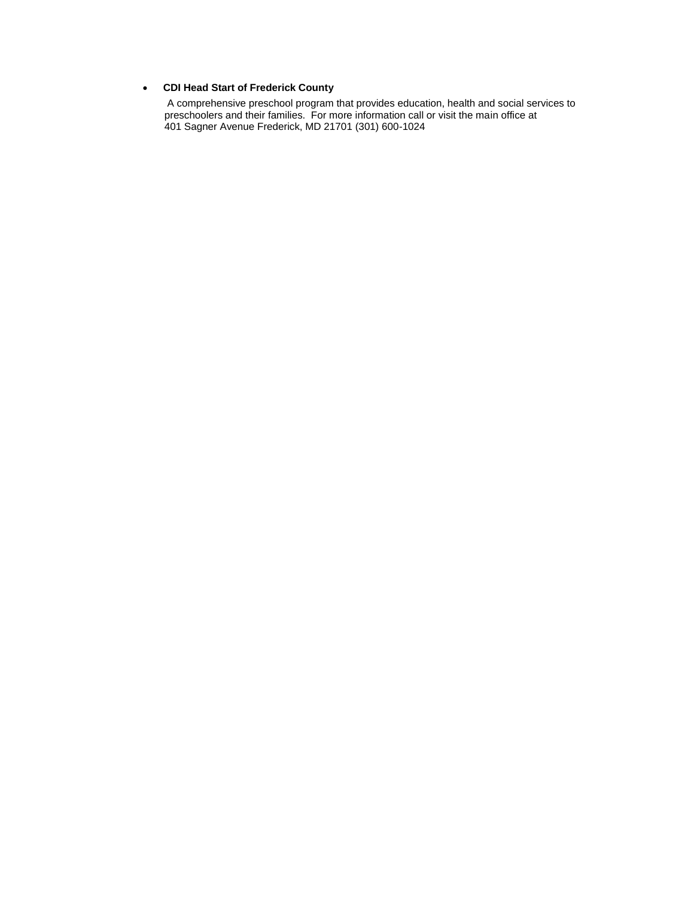- **CDI Head Start of Frederick County**

  A comprehensive preschool program that provides education, health and social services to preschoolers and their families. For more information call or visit the main office at 401 Sagner Avenue Frederick, MD 21701 (301) 600-1024